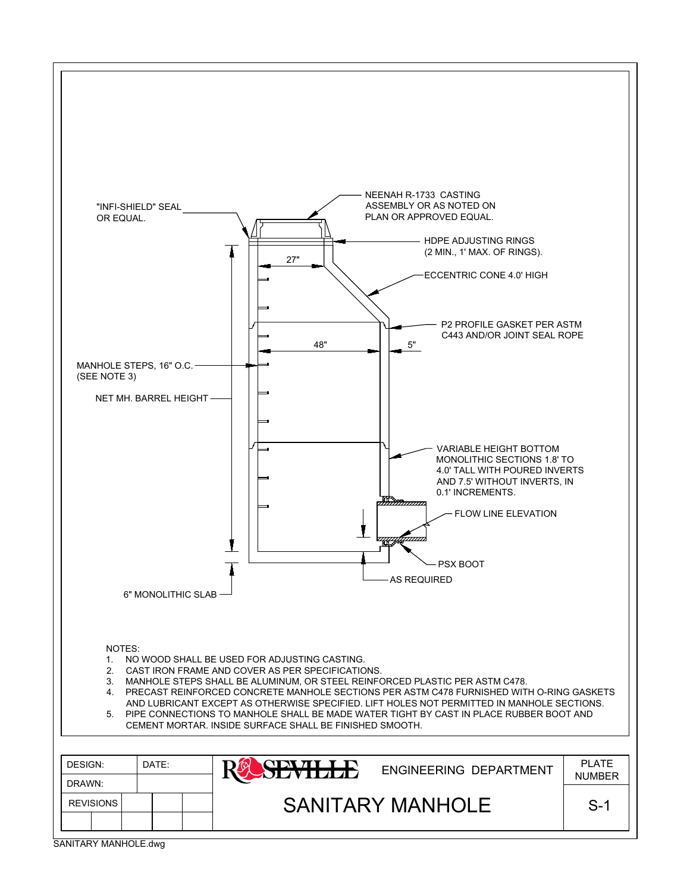"INFI-SHIELD" SEAL OR EQUAL.

NEENAH R-1733 CASTING ASSEMBLY OR AS NOTED ON PLAN OR APPROVED EQUAL.

HDPE ADJUSTING RINGS (2 MIN., 1' MAX. OF RINGS).

27"

ECCENTRIC CONE 4.0' HIGH

P2 PROFILE GASKET PER ASTM C443 AND/OR JOINT SEAL ROPE

48"

5"

MANHOLE STEPS, 16" O.C. (SEE NOTE 3)

NET MH. BARREL HEIGHT

VARIABLE HEIGHT BOTTOM MONOLITHIC SECTIONS 1.8' TO 4.0' TALL WITH POURED INVERTS AND 7.5' WITHOUT INVERTS, IN 0.1' INCREMENTS.

FLOW LINE ELEVATION

PSX BOOT

AS REQUIRED

6" MONOLITHIC SLAB

NOTES:

1. NO WOOD SHALL BE USED FOR ADJUSTING CASTING.
2. CAST IRON FRAME AND COVER AS PER SPECIFICATIONS.
3. MANHOLE STEPS SHALL BE ALUMINUM, OR STEEL REINFORCED PLASTIC PER ASTM C478.
4. PRECAST REINFORCED CONCRETE MANHOLE SECTIONS PER ASTM C478 FURNISHED WITH O-RING GASKETS AND LUBRICANT EXCEPT AS OTHERWISE SPECIFIED. LIFT HOLES NOT PERMITTED IN MANHOLE SECTIONS.
5. PIPE CONNECTIONS TO MANHOLE SHALL BE MADE WATER TIGHT BY CAST IN PLACE RUBBER BOOT AND CEMENT MORTAR. INSIDE SURFACE SHALL BE FINISHED SMOOTH.

| DESIGN: | DATE: | ROSEVILLE ENGINEERING DEPARTMENT | PLATE NUMBER |
|---|---|---|---|
| DRAWN: | | SANITARY MANHOLE | S-1 |
| REVISIONS | | | |

SANITARY MANHOLE.dwg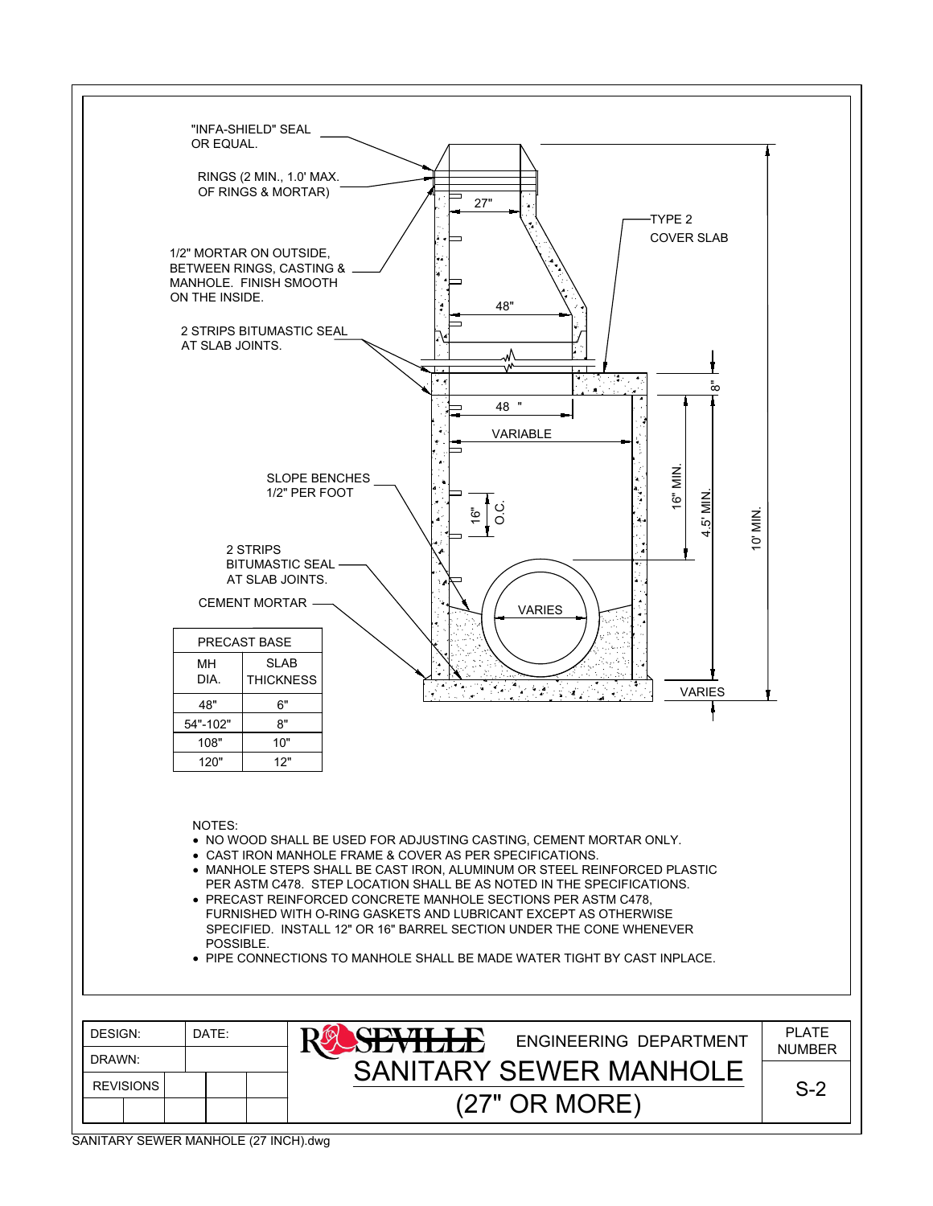"INFA-SHIELD" SEAL OR EQUAL.

RINGS (2 MIN., 1.0' MAX. OF RINGS & MORTAR)

1/2" MORTAR ON OUTSIDE, BETWEEN RINGS, CASTING & MANHOLE. FINISH SMOOTH ON THE INSIDE.

2 STRIPS BITUMASTIC SEAL AT SLAB JOINTS.

SLOPE BENCHES 1/2" PER FOOT

2 STRIPS BITUMASTIC SEAL AT SLAB JOINTS.

CEMENT MORTAR

TYPE 2 COVER SLAB

27"

48"

48"

VARIABLE

16" O.C.

VARIES

8"

16" MIN.

4.5' MIN.

10' MIN.

VARIES

| PRECAST BASE | |
|---|---|
| MH DIA. | SLAB THICKNESS |
| 48" | 6" |
| 54"-102" | 8" |
| 108" | 10" |
| 120" | 12" |

NOTES:

- NO WOOD SHALL BE USED FOR ADJUSTING CASTING, CEMENT MORTAR ONLY.
- CAST IRON MANHOLE FRAME & COVER AS PER SPECIFICATIONS.
- MANHOLE STEPS SHALL BE CAST IRON, ALUMINUM OR STEEL REINFORCED PLASTIC PER ASTM C478. STEP LOCATION SHALL BE AS NOTED IN THE SPECIFICATIONS.
- PRECAST REINFORCED CONCRETE MANHOLE SECTIONS PER ASTM C478, FURNISHED WITH O-RING GASKETS AND LUBRICANT EXCEPT AS OTHERWISE SPECIFIED. INSTALL 12" OR 16" BARREL SECTION UNDER THE CONE WHENEVER POSSIBLE.
- PIPE CONNECTIONS TO MANHOLE SHALL BE MADE WATER TIGHT BY CAST INPLACE.

| DESIGN: | DATE: |
|---|---|
| DRAWN: | |
| REVISIONS | |

ROSEVILLE ENGINEERING DEPARTMENT

# SANITARY SEWER MANHOLE (27" OR MORE)

PLATE NUMBER S-2

SANITARY SEWER MANHOLE (27 INCH).dwg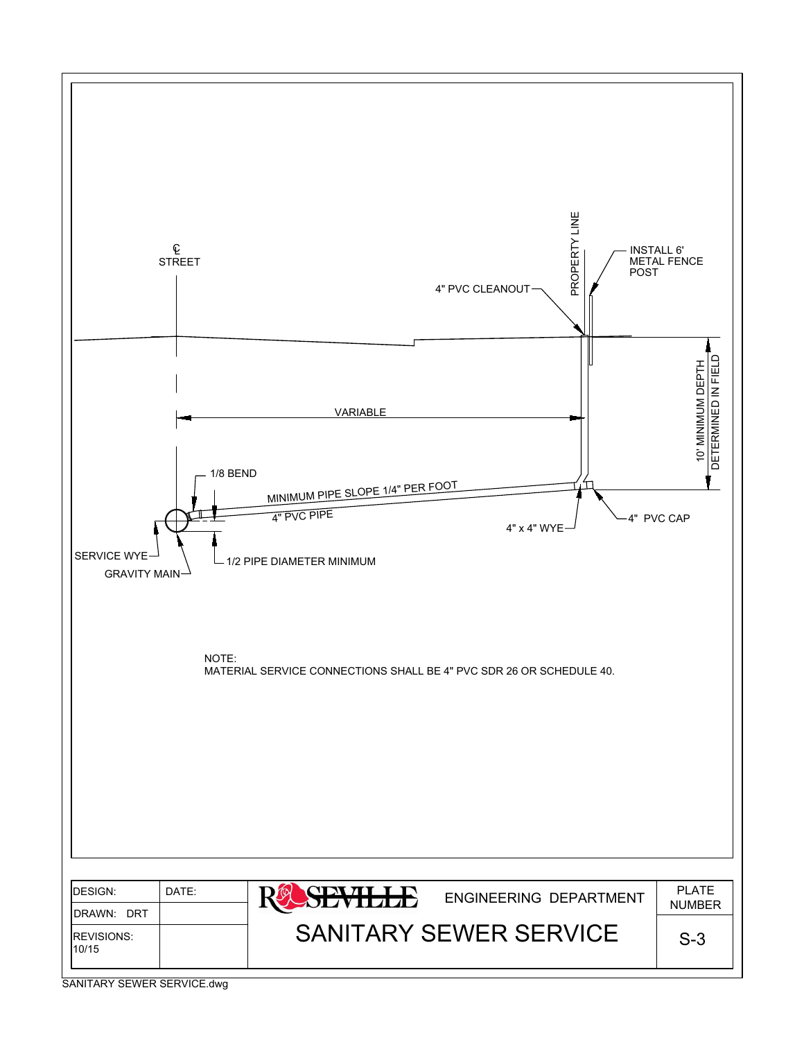℄ STREET

PROPERTY LINE

INSTALL 6' METAL FENCE POST

4" PVC CLEANOUT

VARIABLE

10' MINIMUM DEPTH DETERMINED IN FIELD

1/8 BEND

MINIMUM PIPE SLOPE 1/4" PER FOOT

4" PVC PIPE

4" x 4" WYE

4" PVC CAP

SERVICE WYE

GRAVITY MAIN

1/2 PIPE DIAMETER MINIMUM

NOTE:
MATERIAL SERVICE CONNECTIONS SHALL BE 4" PVC SDR 26 OR SCHEDULE 40.

| DESIGN: | DATE: | ROSEVILLE ENGINEERING DEPARTMENT | PLATE NUMBER |
|---|---|---|---|
| DRAWN: DRT | | SANITARY SEWER SERVICE | S-3 |
| REVISIONS: 10/15 | | | |

SANITARY SEWER SERVICE.dwg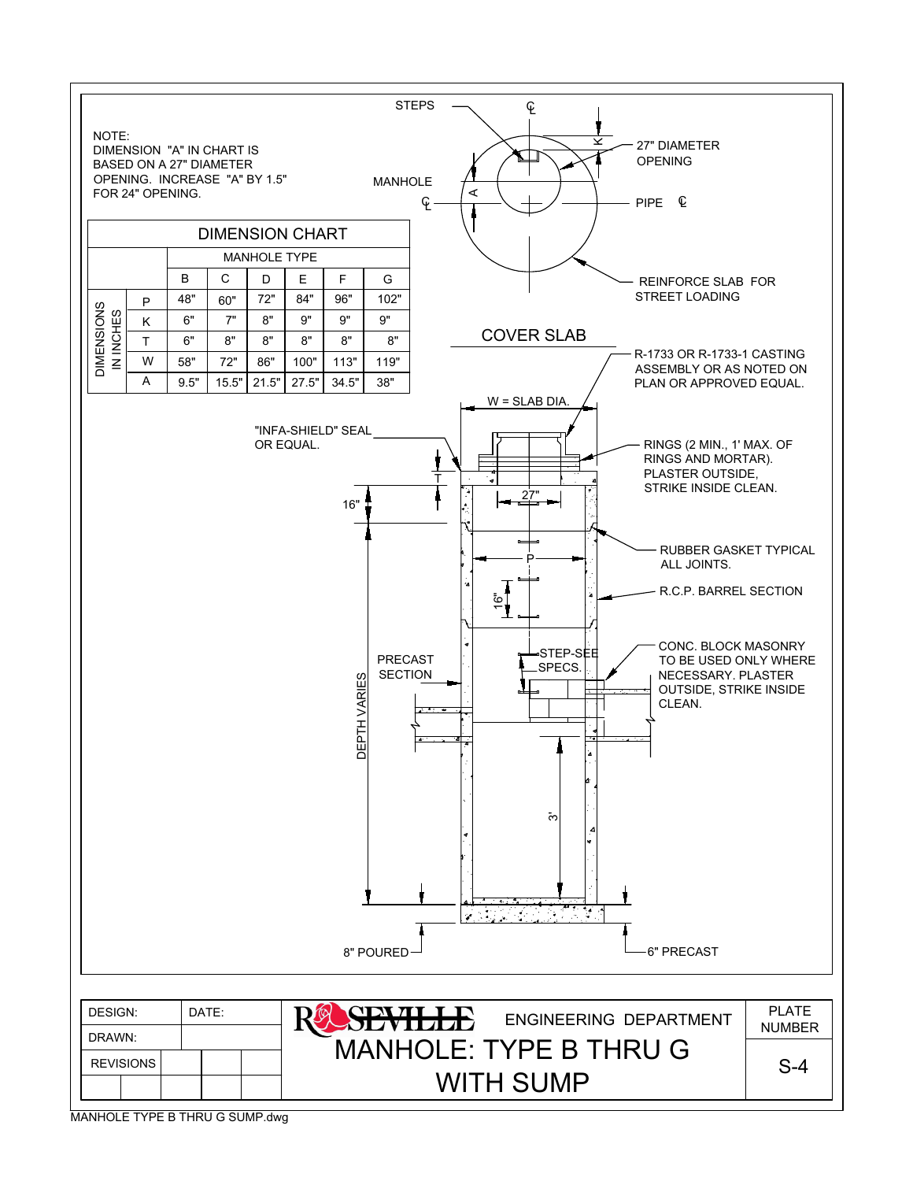NOTE:
DIMENSION "A" IN CHART IS BASED ON A 27" DIAMETER OPENING. INCREASE "A" BY 1.5" FOR 24" OPENING.

## DIMENSION CHART

| | | MANHOLE TYPE | | | | | |
|---|---|---|---|---|---|---|---|
| | | B | C | D | E | F | G |
| DIMENSIONS IN INCHES | P | 48" | 60" | 72" | 84" | 96" | 102" |
| | K | 6" | 7" | 8" | 9" | 9" | 9" |
| | T | 6" | 8" | 8" | 8" | 8" | 8" |
| | W | 58" | 72" | 86" | 100" | 113" | 119" |
| | A | 9.5" | 15.5" | 21.5" | 27.5" | 34.5" | 38" |

STEPS

27" DIAMETER OPENING

MANHOLE ℄

PIPE ℄

REINFORCE SLAB FOR STREET LOADING

COVER SLAB

R-1733 OR R-1733-1 CASTING ASSEMBLY OR AS NOTED ON PLAN OR APPROVED EQUAL.

W = SLAB DIA.

"INFA-SHIELD" SEAL OR EQUAL.

RINGS (2 MIN., 1' MAX. OF RINGS AND MORTAR). PLASTER OUTSIDE, STRIKE INSIDE CLEAN.

T

16"

27"

RUBBER GASKET TYPICAL ALL JOINTS.

P

R.C.P. BARREL SECTION

16"

DEPTH VARIES

PRECAST SECTION

STEP-SEE SPECS.

CONC. BLOCK MASONRY TO BE USED ONLY WHERE NECESSARY. PLASTER OUTSIDE, STRIKE INSIDE CLEAN.

3'

8" POURED

6" PRECAST

| DESIGN: | DATE: |
|---|---|
| DRAWN: | |
| REVISIONS | |

ROSEVILLE ENGINEERING DEPARTMENT

# MANHOLE: TYPE B THRU G WITH SUMP

PLATE NUMBER S-4

MANHOLE TYPE B THRU G SUMP.dwg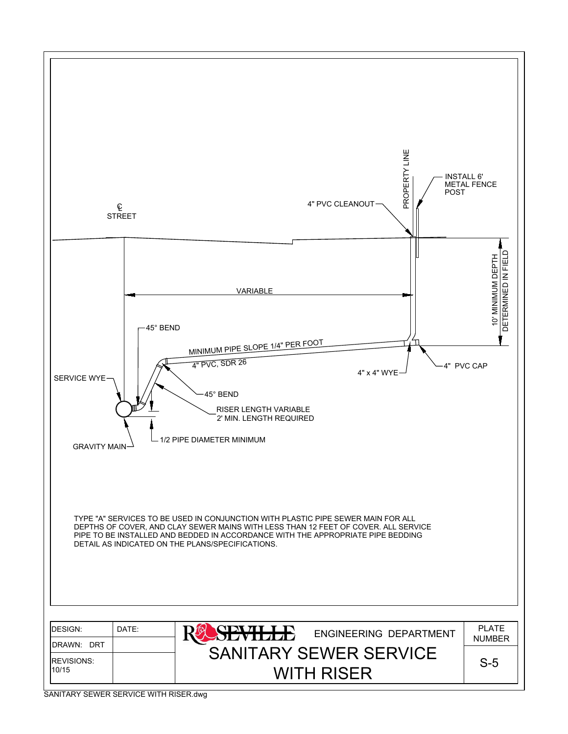℄ STREET

PROPERTY LINE

INSTALL 6' METAL FENCE POST

4" PVC CLEANOUT

VARIABLE

10' MINIMUM DEPTH DETERMINED IN FIELD

45° BEND

MINIMUM PIPE SLOPE 1/4" PER FOOT

4" PVC, SDR 26

4" x 4" WYE

4" PVC CAP

SERVICE WYE

45° BEND

RISER LENGTH VARIABLE
2' MIN. LENGTH REQUIRED

1/2 PIPE DIAMETER MINIMUM

GRAVITY MAIN

TYPE "A" SERVICES TO BE USED IN CONJUNCTION WITH PLASTIC PIPE SEWER MAIN FOR ALL DEPTHS OF COVER, AND CLAY SEWER MAINS WITH LESS THAN 12 FEET OF COVER. ALL SERVICE PIPE TO BE INSTALLED AND BEDDED IN ACCORDANCE WITH THE APPROPRIATE PIPE BEDDING DETAIL AS INDICATED ON THE PLANS/SPECIFICATIONS.

| DESIGN: | DATE: | ROSEVILLE ENGINEERING DEPARTMENT | PLATE NUMBER |
|---|---|---|---|
| DRAWN: DRT | | SANITARY SEWER SERVICE WITH RISER | S-5 |
| REVISIONS: 10/15 | | | |

SANITARY SEWER SERVICE WITH RISER.dwg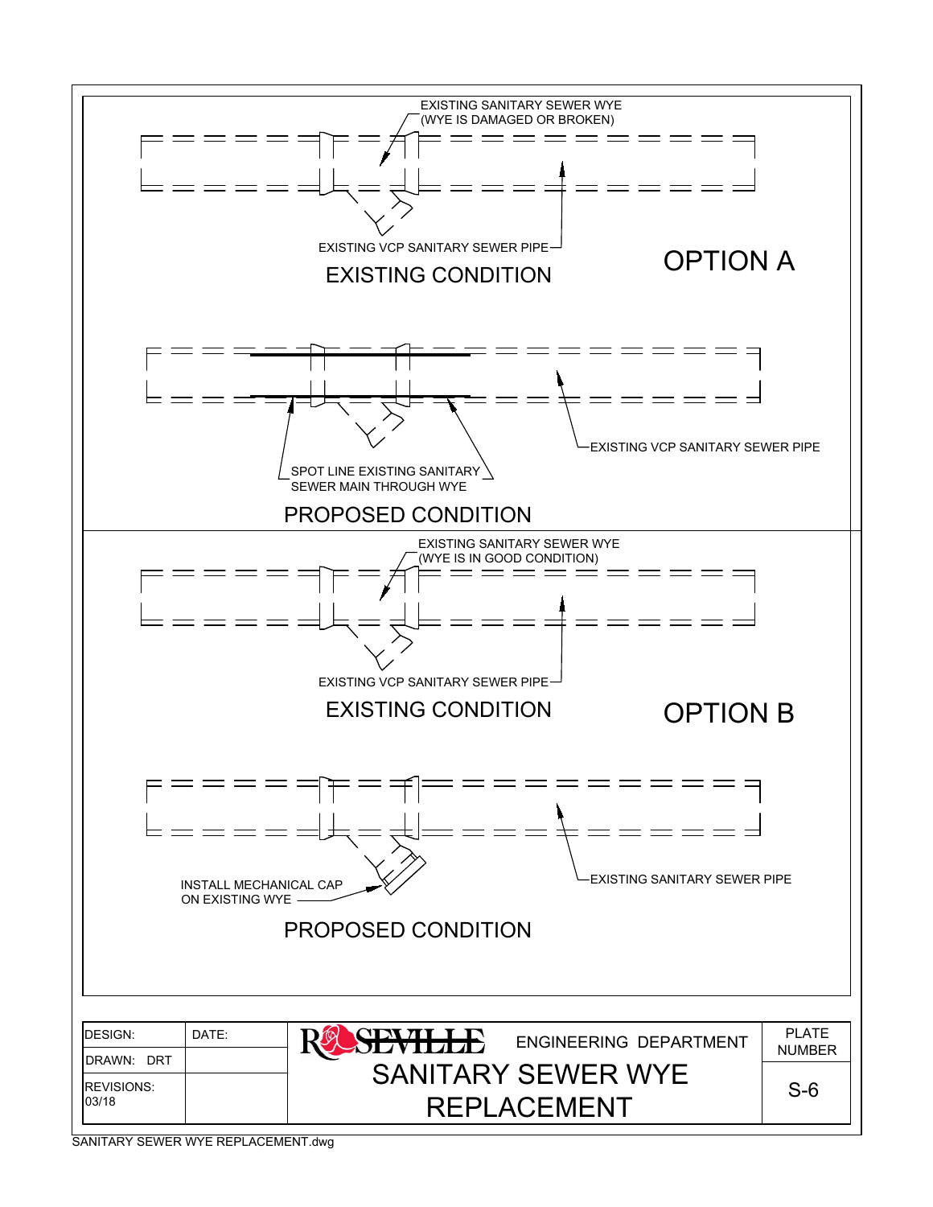## OPTION A

### EXISTING CONDITION

EXISTING SANITARY SEWER WYE (WYE IS DAMAGED OR BROKEN)

EXISTING VCP SANITARY SEWER PIPE

### PROPOSED CONDITION

SPOT LINE EXISTING SANITARY SEWER MAIN THROUGH WYE

EXISTING VCP SANITARY SEWER PIPE

## OPTION B

### EXISTING CONDITION

EXISTING SANITARY SEWER WYE (WYE IS IN GOOD CONDITION)

EXISTING VCP SANITARY SEWER PIPE

### PROPOSED CONDITION

INSTALL MECHANICAL CAP ON EXISTING WYE

EXISTING SANITARY SEWER PIPE

| DESIGN: | DATE: | ROSEVILLE ENGINEERING DEPARTMENT | PLATE NUMBER |
| --- | --- | --- | --- |
| DRAWN: DRT | | SANITARY SEWER WYE REPLACEMENT | S-6 |
| REVISIONS: 03/18 | | | |

SANITARY SEWER WYE REPLACEMENT.dwg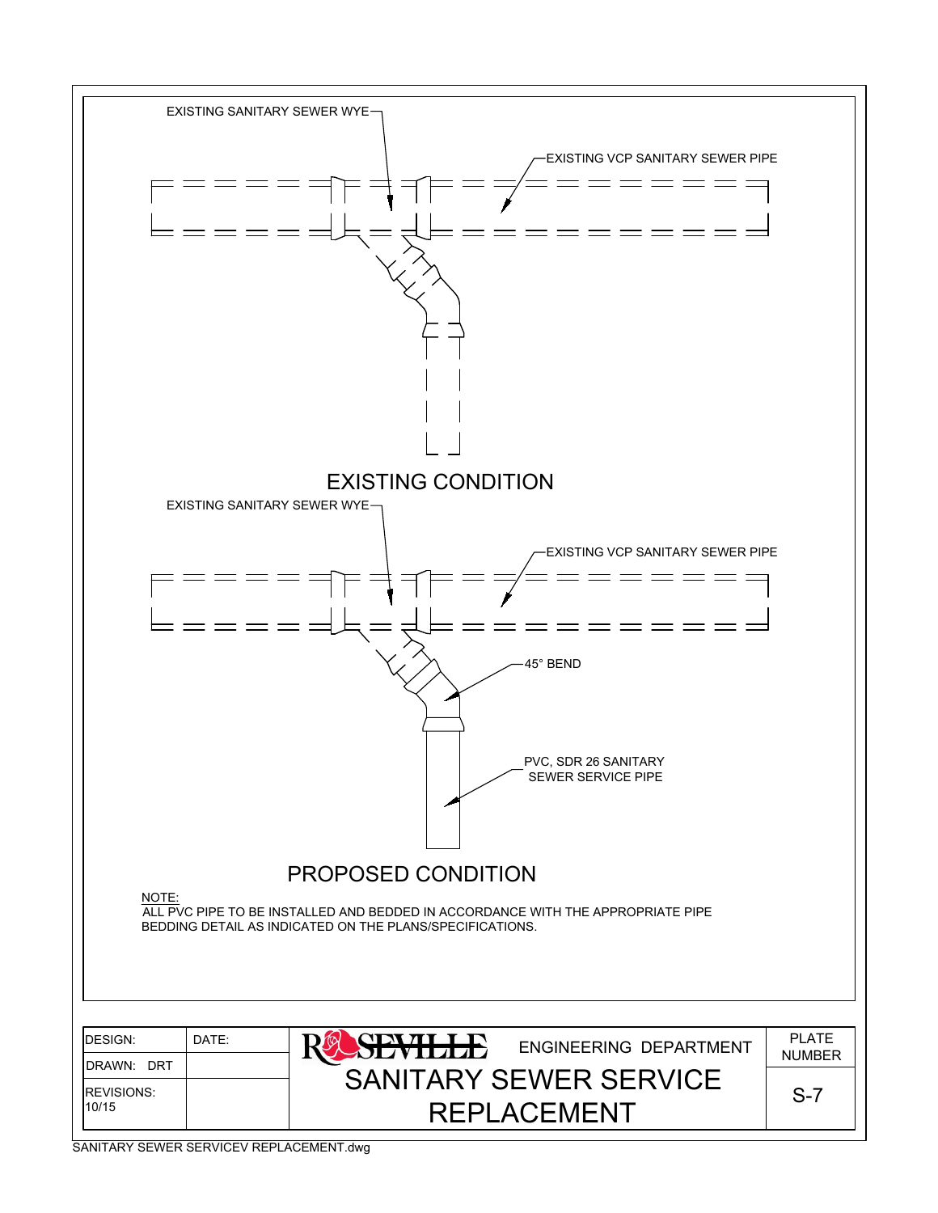EXISTING SANITARY SEWER WYE

EXISTING VCP SANITARY SEWER PIPE

## EXISTING CONDITION

EXISTING SANITARY SEWER WYE

EXISTING VCP SANITARY SEWER PIPE

45° BEND

PVC, SDR 26 SANITARY SEWER SERVICE PIPE

## PROPOSED CONDITION

NOTE:
ALL PVC PIPE TO BE INSTALLED AND BEDDED IN ACCORDANCE WITH THE APPROPRIATE PIPE BEDDING DETAIL AS INDICATED ON THE PLANS/SPECIFICATIONS.

| DESIGN: | DATE: | ROSEVILLE ENGINEERING DEPARTMENT | PLATE NUMBER |
|---|---|---|---|
| DRAWN: DRT | | SANITARY SEWER SERVICE REPLACEMENT | S-7 |
| REVISIONS: 10/15 | | | |

SANITARY SEWER SERVICEV REPLACEMENT.dwg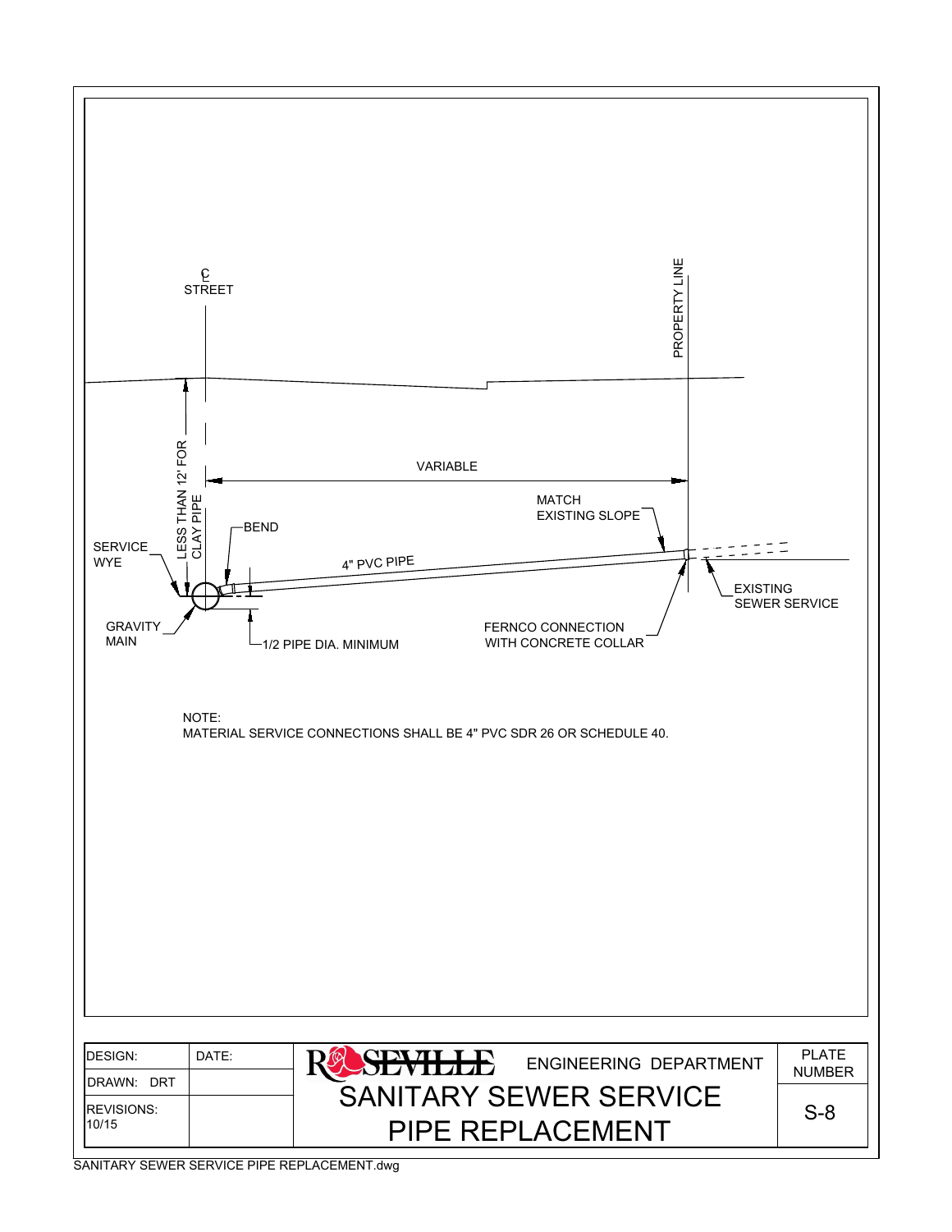℄ STREET

PROPERTY LINE

LESS THAN 12' FOR CLAY PIPE

VARIABLE

MATCH EXISTING SLOPE

BEND

SERVICE WYE

4" PVC PIPE

EXISTING SEWER SERVICE

GRAVITY MAIN

1/2 PIPE DIA. MINIMUM

FERNCO CONNECTION WITH CONCRETE COLLAR

NOTE:
MATERIAL SERVICE CONNECTIONS SHALL BE 4" PVC SDR 26 OR SCHEDULE 40.

| DESIGN: | DATE: | ROSEVILLE ENGINEERING DEPARTMENT | PLATE NUMBER |
|---|---|---|---|
| DRAWN: DRT | | SANITARY SEWER SERVICE PIPE REPLACEMENT | S-8 |
| REVISIONS: 10/15 | | | |

SANITARY SEWER SERVICE PIPE REPLACEMENT.dwg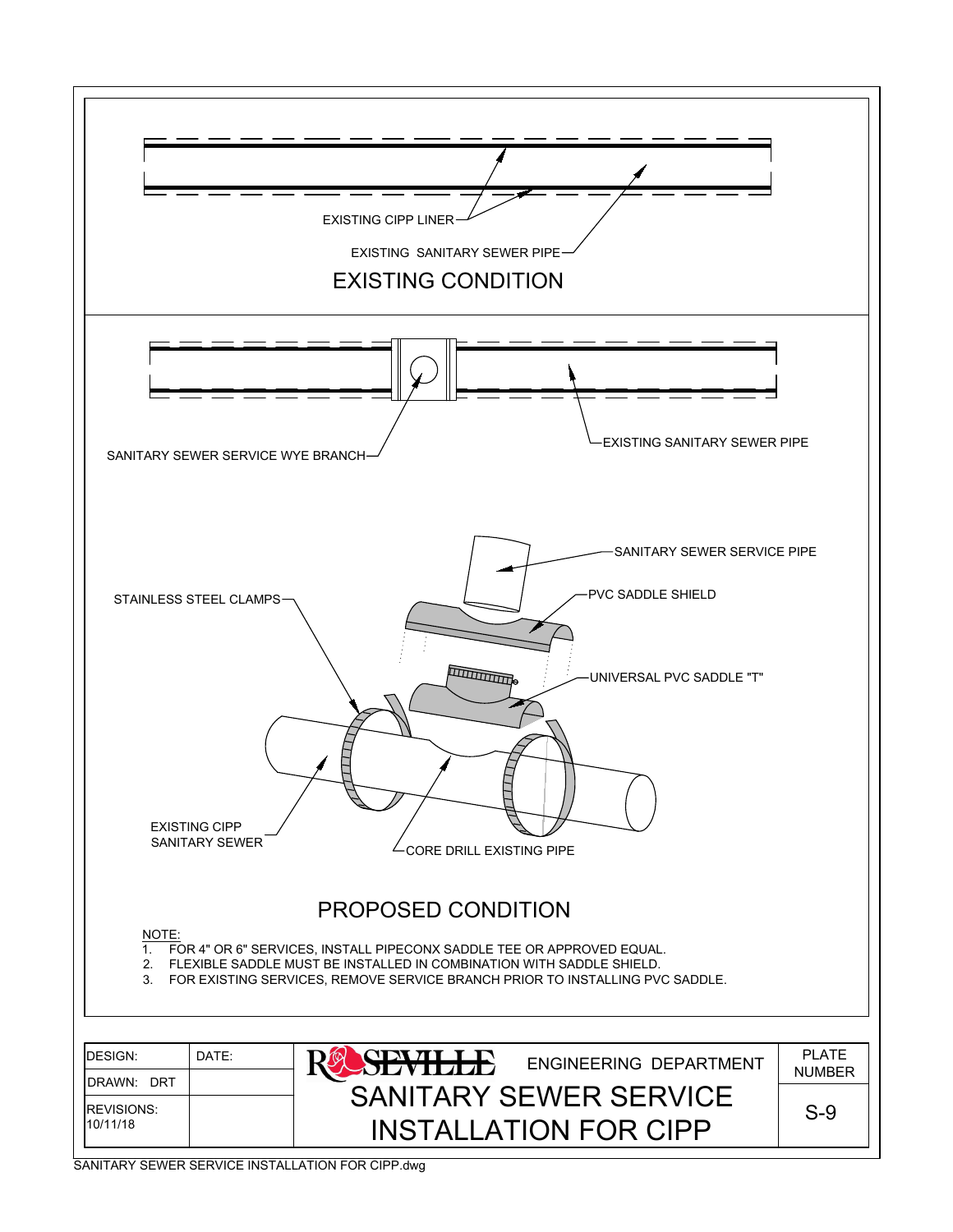EXISTING CIPP LINER

EXISTING SANITARY SEWER PIPE

## EXISTING CONDITION

SANITARY SEWER SERVICE WYE BRANCH

EXISTING SANITARY SEWER PIPE

SANITARY SEWER SERVICE PIPE

PVC SADDLE SHIELD

STAINLESS STEEL CLAMPS

UNIVERSAL PVC SADDLE "T"

EXISTING CIPP SANITARY SEWER

CORE DRILL EXISTING PIPE

## PROPOSED CONDITION

NOTE:

1. FOR 4" OR 6" SERVICES, INSTALL PIPECONX SADDLE TEE OR APPROVED EQUAL.
2. FLEXIBLE SADDLE MUST BE INSTALLED IN COMBINATION WITH SADDLE SHIELD.
3. FOR EXISTING SERVICES, REMOVE SERVICE BRANCH PRIOR TO INSTALLING PVC SADDLE.

| DESIGN: | DATE: | ROSEVILLE ENGINEERING DEPARTMENT | PLATE NUMBER |
|---|---|---|---|
| DRAWN: DRT | | SANITARY SEWER SERVICE INSTALLATION FOR CIPP | S-9 |
| REVISIONS: 10/11/18 | | | |

SANITARY SEWER SERVICE INSTALLATION FOR CIPP.dwg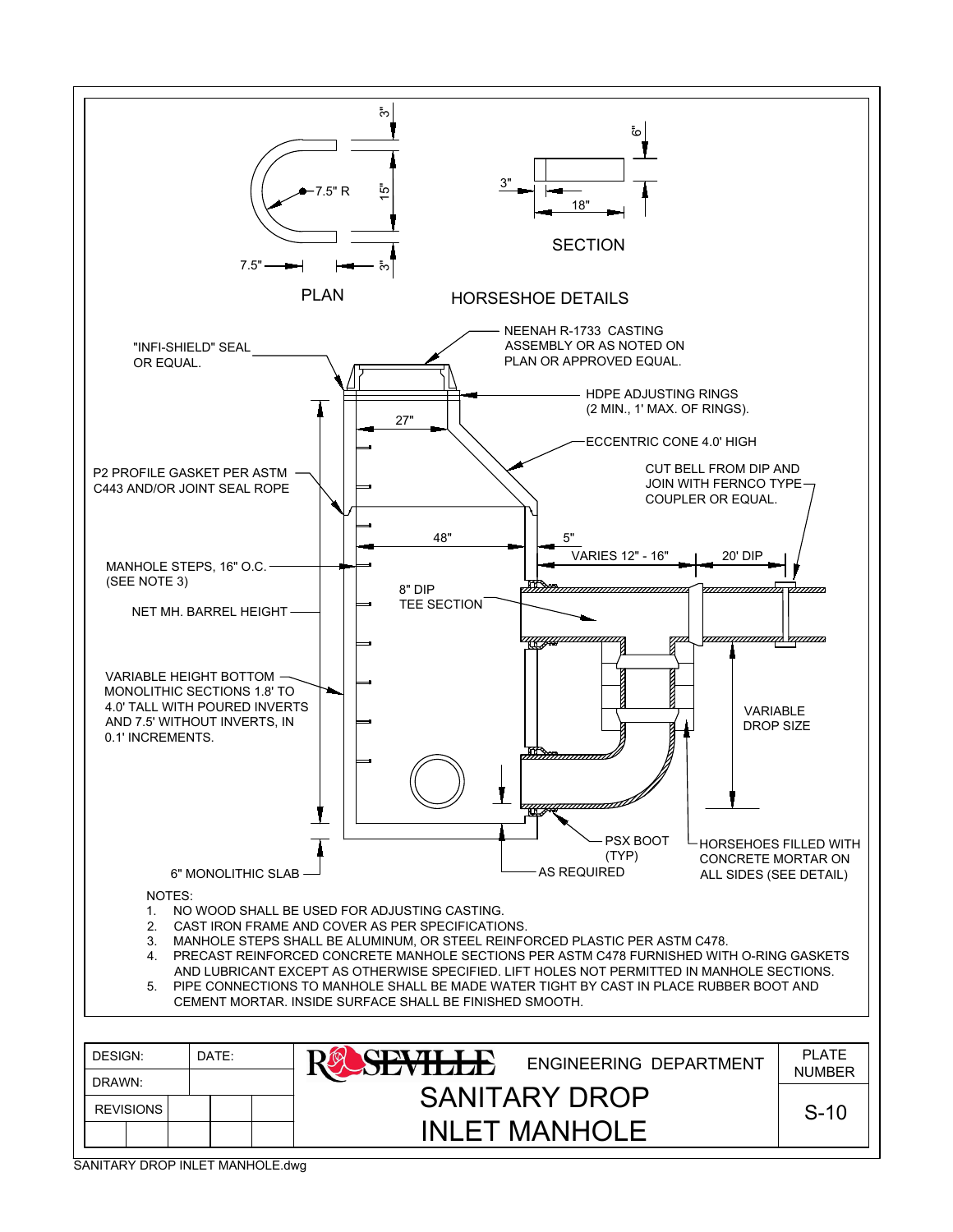## HORSESHOE DETAILS

**PLAN**

- 7.5" R
- 15"
- 3"
- 3"
- 7.5"

**SECTION**

- 6"
- 3"
- 18"

---

- NEENAH R-1733 CASTING ASSEMBLY OR AS NOTED ON PLAN OR APPROVED EQUAL.
- "INFI-SHIELD" SEAL OR EQUAL.
- HDPE ADJUSTING RINGS (2 MIN., 1' MAX. OF RINGS).
- 27"
- ECCENTRIC CONE 4.0' HIGH
- P2 PROFILE GASKET PER ASTM C443 AND/OR JOINT SEAL ROPE
- CUT BELL FROM DIP AND JOIN WITH FERNCO TYPE COUPLER OR EQUAL.
- 48"
- 5"
- VARIES 12" - 16"
- 20' DIP
- MANHOLE STEPS, 16" O.C. (SEE NOTE 3)
- 8" DIP TEE SECTION
- NET MH. BARREL HEIGHT
- VARIABLE HEIGHT BOTTOM MONOLITHIC SECTIONS 1.8' TO 4.0' TALL WITH POURED INVERTS AND 7.5' WITHOUT INVERTS, IN 0.1' INCREMENTS.
- VARIABLE DROP SIZE
- PSX BOOT (TYP)
- HORSEHOES FILLED WITH CONCRETE MORTAR ON ALL SIDES (SEE DETAIL)
- 6" MONOLITHIC SLAB
- AS REQUIRED

NOTES:

1. NO WOOD SHALL BE USED FOR ADJUSTING CASTING.
2. CAST IRON FRAME AND COVER AS PER SPECIFICATIONS.
3. MANHOLE STEPS SHALL BE ALUMINUM, OR STEEL REINFORCED PLASTIC PER ASTM C478.
4. PRECAST REINFORCED CONCRETE MANHOLE SECTIONS PER ASTM C478 FURNISHED WITH O-RING GASKETS AND LUBRICANT EXCEPT AS OTHERWISE SPECIFIED. LIFT HOLES NOT PERMITTED IN MANHOLE SECTIONS.
5. PIPE CONNECTIONS TO MANHOLE SHALL BE MADE WATER TIGHT BY CAST IN PLACE RUBBER BOOT AND CEMENT MORTAR. INSIDE SURFACE SHALL BE FINISHED SMOOTH.

| DESIGN: | DATE: | ROSEVILLE ENGINEERING DEPARTMENT | PLATE NUMBER |
|---|---|---|---|
| DRAWN: | | SANITARY DROP INLET MANHOLE | S-10 |
| REVISIONS | | | |

SANITARY DROP INLET MANHOLE.dwg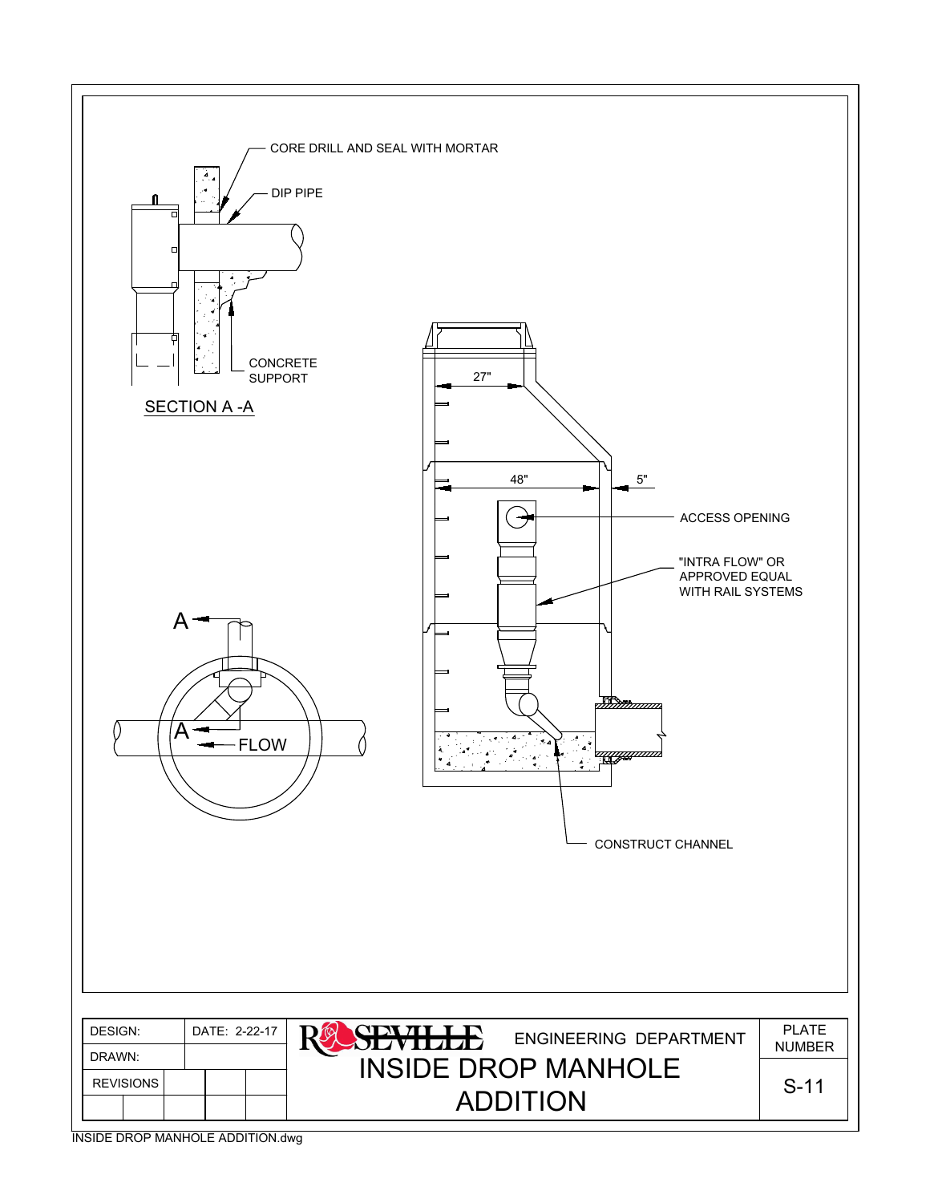CORE DRILL AND SEAL WITH MORTAR

DIP PIPE

CONCRETE SUPPORT

SECTION A -A

27"

48"

5"

ACCESS OPENING

"INTRA FLOW" OR APPROVED EQUAL WITH RAIL SYSTEMS

A

A

FLOW

CONSTRUCT CHANNEL

| | | | |
|---|---|---|---|
| DESIGN: | DATE: 2-22-17 | ROSEVILLE ENGINEERING DEPARTMENT | PLATE NUMBER |
| DRAWN: | | INSIDE DROP MANHOLE ADDITION | S-11 |
| REVISIONS | | | |

INSIDE DROP MANHOLE ADDITION.dwg